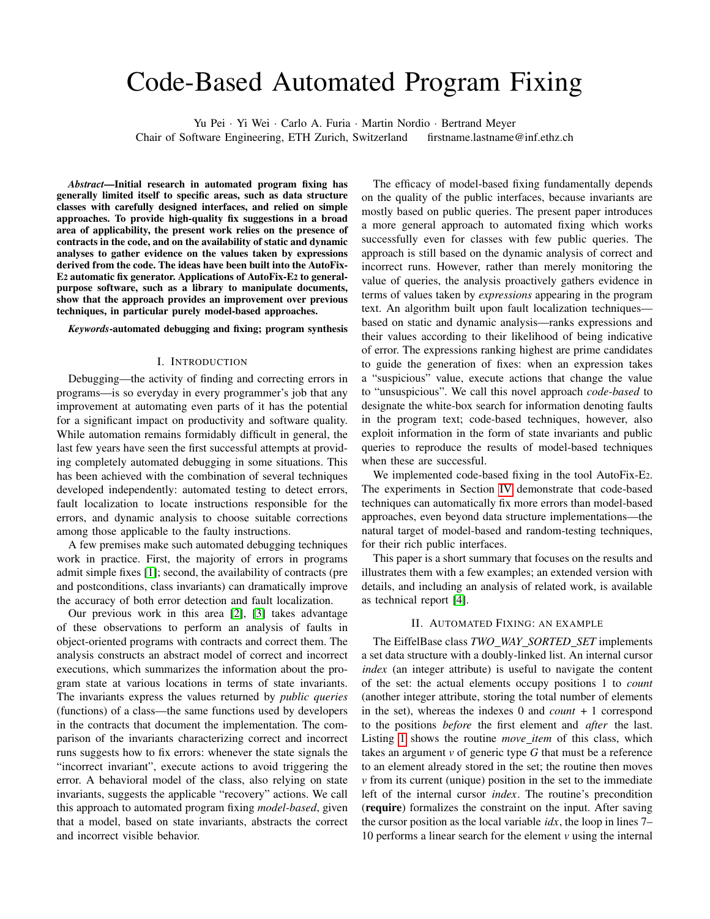# Code-Based Automated Program Fixing

Yu Pei · Yi Wei · Carlo A. Furia · Martin Nordio · Bertrand Meyer
Chair of Software Engineering, ETH Zurich, Switzerland firstname.lastname@inf.ethz.ch

***Abstract*—Initial research in automated program fixing has generally limited itself to specific areas, such as data structure classes with carefully designed interfaces, and relied on simple approaches. To provide high-quality fix suggestions in a broad area of applicability, the present work relies on the presence of contracts in the code, and on the availability of static and dynamic analyses to gather evidence on the values taken by expressions derived from the code. The ideas have been built into the AutoFix-E2 automatic fix generator. Applications of AutoFix-E2 to general-purpose software, such as a library to manipulate documents, show that the approach provides an improvement over previous techniques, in particular purely model-based approaches.**

***Keywords*-automated debugging and fixing; program synthesis**

## I. Introduction

Debugging—the activity of finding and correcting errors in programs—is so everyday in every programmer's job that any improvement at automating even parts of it has the potential for a significant impact on productivity and software quality. While automation remains formidably difficult in general, the last few years have seen the first successful attempts at providing completely automated debugging in some situations. This has been achieved with the combination of several techniques developed independently: automated testing to detect errors, fault localization to locate instructions responsible for the errors, and dynamic analysis to choose suitable corrections among those applicable to the faulty instructions.

A few premises make such automated debugging techniques work in practice. First, the majority of errors in programs admit simple fixes [1]; second, the availability of contracts (pre and postconditions, class invariants) can dramatically improve the accuracy of both error detection and fault localization.

Our previous work in this area [2], [3] takes advantage of these observations to perform an analysis of faults in object-oriented programs with contracts and correct them. The analysis constructs an abstract model of correct and incorrect executions, which summarizes the information about the program state at various locations in terms of state invariants. The invariants express the values returned by *public queries* (functions) of a class—the same functions used by developers in the contracts that document the implementation. The comparison of the invariants characterizing correct and incorrect runs suggests how to fix errors: whenever the state signals the "incorrect invariant", execute actions to avoid triggering the error. A behavioral model of the class, also relying on state invariants, suggests the applicable "recovery" actions. We call this approach to automated program fixing *model-based*, given that a model, based on state invariants, abstracts the correct and incorrect visible behavior.

The efficacy of model-based fixing fundamentally depends on the quality of the public interfaces, because invariants are mostly based on public queries. The present paper introduces a more general approach to automated fixing which works successfully even for classes with few public queries. The approach is still based on the dynamic analysis of correct and incorrect runs. However, rather than merely monitoring the value of queries, the analysis proactively gathers evidence in terms of values taken by *expressions* appearing in the program text. An algorithm built upon fault localization techniques—based on static and dynamic analysis—ranks expressions and their values according to their likelihood of being indicative of error. The expressions ranking highest are prime candidates to guide the generation of fixes: when an expression takes a "suspicious" value, execute actions that change the value to "unsuspicious". We call this novel approach *code-based* to designate the white-box search for information denoting faults in the program text; code-based techniques, however, also exploit information in the form of state invariants and public queries to reproduce the results of model-based techniques when these are successful.

We implemented code-based fixing in the tool AutoFix-E2. The experiments in Section IV demonstrate that code-based techniques can automatically fix more errors than model-based approaches, even beyond data structure implementations—the natural target of model-based and random-testing techniques, for their rich public interfaces.

This paper is a short summary that focuses on the results and illustrates them with a few examples; an extended version with details, and including an analysis of related work, is available as technical report [4].

## II. Automated Fixing: an Example

The EiffelBase class *TWO_WAY_SORTED_SET* implements a set data structure with a doubly-linked list. An internal cursor *index* (an integer attribute) is useful to navigate the content of the set: the actual elements occupy positions 1 to *count* (another integer attribute, storing the total number of elements in the set), whereas the indexes 0 and *count* + 1 correspond to the positions *before* the first element and *after* the last. Listing 1 shows the routine *move_item* of this class, which takes an argument *v* of generic type *G* that must be a reference to an element already stored in the set; the routine then moves *v* from its current (unique) position in the set to the immediate left of the internal cursor *index*. The routine's precondition (**require**) formalizes the constraint on the input. After saving the cursor position as the local variable *idx*, the loop in lines 7–10 performs a linear search for the element *v* using the internal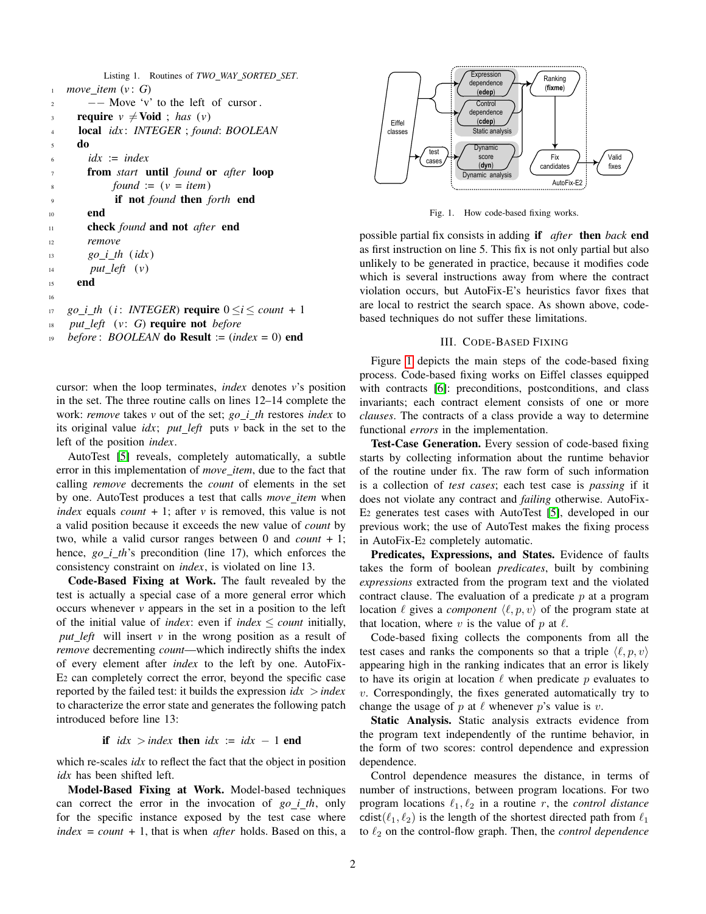Listing 1. Routines of *TWO_WAY_SORTED_SET*.

```
1   move_item (v: G)
2       -- Move 'v' to the left of cursor.
3     require v ≠ Void ; has (v)
4     local idx: INTEGER ; found: BOOLEAN
5     do
6       idx := index
7       from start until found or after loop
8           found := (v = item)
9           if not found then forth end
10      end
11      check found and not after end
12      remove
13      go_i_th (idx)
14      put_left (v)
15    end
16
17  go_i_th (i: INTEGER) require 0 ≤ i ≤ count + 1
18  put_left (v: G) require not before
19  before: BOOLEAN do Result := (index = 0) end
```

cursor: when the loop terminates, *index* denotes *v*'s position in the set. The three routine calls on lines 12–14 complete the work: *remove* takes *v* out of the set; *go_i_th* restores *index* to its original value *idx*; *put_left* puts *v* back in the set to the left of the position *index*.

AutoTest [5] reveals, completely automatically, a subtle error in this implementation of *move_item*, due to the fact that calling *remove* decrements the *count* of elements in the set by one. AutoTest produces a test that calls *move_item* when *index* equals *count* + 1; after *v* is removed, this value is not a valid position because it exceeds the new value of *count* by two, while a valid cursor ranges between 0 and *count* + 1; hence, *go_i_th*'s precondition (line 17), which enforces the consistency constraint on *index*, is violated on line 13.

**Code-Based Fixing at Work.** The fault revealed by the test is actually a special case of a more general error which occurs whenever *v* appears in the set in a position to the left of the initial value of *index*: even if *index* ≤ *count* initially, *put_left* will insert *v* in the wrong position as a result of *remove* decrementing *count*—which indirectly shifts the index of every element after *index* to the left by one. AutoFix-E2 can completely correct the error, beyond the specific case reported by the failed test: it builds the expression *idx* > *index* to characterize the error state and generates the following patch introduced before line 13:

```
if idx > index then idx := idx − 1 end
```

which re-scales *idx* to reflect the fact that the object in position *idx* has been shifted left.

**Model-Based Fixing at Work.** Model-based techniques can correct the error in the invocation of *go_i_th*, only for the specific instance exposed by the test case where *index* = *count* + 1, that is when *after* holds. Based on this, a possible partial fix consists in adding **if** *after* **then** *back* **end** as first instruction on line 5. This fix is not only partial but also unlikely to be generated in practice, because it modifies code which is several instructions away from where the contract violation occurs, but AutoFix-E's heuristics favor fixes that are local to restrict the search space. As shown above, code-based techniques do not suffer these limitations.

Fig. 1. How code-based fixing works.

## III. Code-Based Fixing

Figure 1 depicts the main steps of the code-based fixing process. Code-based fixing works on Eiffel classes equipped with contracts [6]: preconditions, postconditions, and class invariants; each contract element consists of one or more *clauses*. The contracts of a class provide a way to determine functional *errors* in the implementation.

**Test-Case Generation.** Every session of code-based fixing starts by collecting information about the runtime behavior of the routine under fix. The raw form of such information is a collection of *test cases*; each test case is *passing* if it does not violate any contract and *failing* otherwise. AutoFix-E2 generates test cases with AutoTest [5], developed in our previous work; the use of AutoTest makes the fixing process in AutoFix-E2 completely automatic.

**Predicates, Expressions, and States.** Evidence of faults takes the form of boolean *predicates*, built by combining *expressions* extracted from the program text and the violated contract clause. The evaluation of a predicate $p$ at a program location $\ell$ gives a *component* $\langle \ell, p, v \rangle$ of the program state at that location, where $v$ is the value of $p$ at $\ell$.

Code-based fixing collects the components from all the test cases and ranks the components so that a triple $\langle \ell, p, v \rangle$ appearing high in the ranking indicates that an error is likely to have its origin at location $\ell$ when predicate $p$ evaluates to $v$. Correspondingly, the fixes generated automatically try to change the usage of $p$ at $\ell$ whenever $p$'s value is $v$.

**Static Analysis.** Static analysis extracts evidence from the program text independently of the runtime behavior, in the form of two scores: control dependence and expression dependence.

Control dependence measures the distance, in terms of number of instructions, between program locations. For two program locations $\ell_1, \ell_2$ in a routine $r$, the *control distance* $\mathsf{cdist}(\ell_1, \ell_2)$ is the length of the shortest directed path from $\ell_1$ to $\ell_2$ on the control-flow graph. Then, the *control dependence*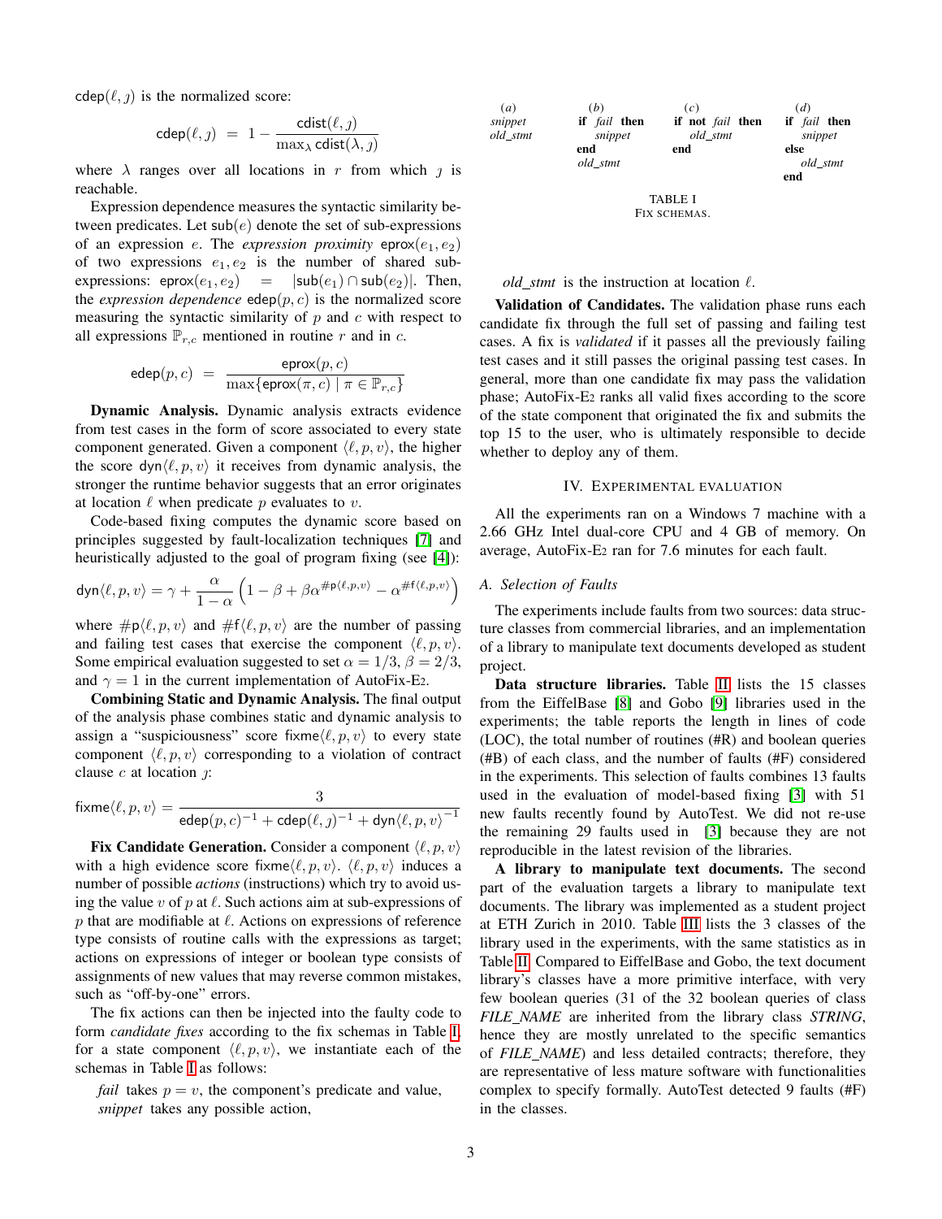$\mathsf{cdep}(\ell, \jmath)$ is the normalized score:

$$\mathsf{cdep}(\ell, \jmath) \;=\; 1 - \frac{\mathsf{cdist}(\ell, \jmath)}{\max_\lambda \mathsf{cdist}(\lambda, \jmath)}$$

where $\lambda$ ranges over all locations in $r$ from which $\jmath$ is reachable.

Expression dependence measures the syntactic similarity between predicates. Let $\mathsf{sub}(e)$ denote the set of sub-expressions of an expression $e$. The *expression proximity* $\mathsf{eprox}(e_1, e_2)$ of two expressions $e_1, e_2$ is the number of shared sub-expressions: $\mathsf{eprox}(e_1, e_2) = |\mathsf{sub}(e_1) \cap \mathsf{sub}(e_2)|$. Then, the *expression dependence* $\mathsf{edep}(p, c)$ is the normalized score measuring the syntactic similarity of $p$ and $c$ with respect to all expressions $\mathbb{P}_{r,c}$ mentioned in routine $r$ and in $c$.

$$\mathsf{edep}(p, c) \;=\; \frac{\mathsf{eprox}(p, c)}{\max\{\mathsf{eprox}(\pi, c) \mid \pi \in \mathbb{P}_{r,c}\}}$$

**Dynamic Analysis.** Dynamic analysis extracts evidence from test cases in the form of score associated to every state component generated. Given a component $\langle \ell, p, v\rangle$, the higher the score $\mathsf{dyn}\langle \ell, p, v\rangle$ it receives from dynamic analysis, the stronger the runtime behavior suggests that an error originates at location $\ell$ when predicate $p$ evaluates to $v$.

Code-based fixing computes the dynamic score based on principles suggested by fault-localization techniques [7] and heuristically adjusted to the goal of program fixing (see [4]):

$$\mathsf{dyn}\langle \ell, p, v\rangle = \gamma + \frac{\alpha}{1-\alpha}\left(1 - \beta + \beta\alpha^{\#\mathsf{p}\langle \ell, p, v\rangle} - \alpha^{\#\mathsf{f}\langle \ell, p, v\rangle}\right)$$

where $\#\mathsf{p}\langle \ell, p, v\rangle$ and $\#\mathsf{f}\langle \ell, p, v\rangle$ are the number of passing and failing test cases that exercise the component $\langle \ell, p, v\rangle$. Some empirical evaluation suggested to set $\alpha = 1/3$, $\beta = 2/3$, and $\gamma = 1$ in the current implementation of AutoFix-E2.

**Combining Static and Dynamic Analysis.** The final output of the analysis phase combines static and dynamic analysis to assign a "suspiciousness" score $\mathsf{fixme}\langle \ell, p, v\rangle$ to every state component $\langle \ell, p, v\rangle$ corresponding to a violation of contract clause $c$ at location $\jmath$:

$$\mathsf{fixme}\langle \ell, p, v\rangle = \frac{3}{\mathsf{edep}(p,c)^{-1} + \mathsf{cdep}(\ell, \jmath)^{-1} + \mathsf{dyn}\langle \ell, p, v\rangle^{-1}}$$

**Fix Candidate Generation.** Consider a component $\langle \ell, p, v\rangle$ with a high evidence score $\mathsf{fixme}\langle \ell, p, v\rangle$. $\langle \ell, p, v\rangle$ induces a number of possible *actions* (instructions) which try to avoid using the value $v$ of $p$ at $\ell$. Such actions aim at sub-expressions of $p$ that are modifiable at $\ell$. Actions on expressions of reference type consists of routine calls with the expressions as target; actions on expressions of integer or boolean type consists of assignments of new values that may reverse common mistakes, such as "off-by-one" errors.

The fix actions can then be injected into the faulty code to form *candidate fixes* according to the fix schemas in Table I: for a state component $\langle \ell, p, v\rangle$, we instantiate each of the schemas in Table I as follows:

*fail* takes $p = v$, the component's predicate and value,
*snippet* takes any possible action,
*old_stmt* is the instruction at location $\ell$.

| (*a*) | (*b*) | (*c*) | (*d*) |
|---|---|---|---|
| *snippet* <br> *old_stmt* | **if** *fail* **then** <br> *snippet* <br> **end** <br> *old_stmt* | **if not** *fail* **then** <br> *old_stmt* <br> **end** | **if** *fail* **then** <br> *snippet* <br> **else** <br> *old_stmt* <br> **end** |

TABLE I
FIX SCHEMAS.

**Validation of Candidates.** The validation phase runs each candidate fix through the full set of passing and failing test cases. A fix is *validated* if it passes all the previously failing test cases and it still passes the original passing test cases. In general, more than one candidate fix may pass the validation phase; AutoFix-E2 ranks all valid fixes according to the score of the state component that originated the fix and submits the top 15 to the user, who is ultimately responsible to decide whether to deploy any of them.

## IV. Experimental evaluation

All the experiments ran on a Windows 7 machine with a 2.66 GHz Intel dual-core CPU and 4 GB of memory. On average, AutoFix-E2 ran for 7.6 minutes for each fault.

### A. Selection of Faults

The experiments include faults from two sources: data structure classes from commercial libraries, and an implementation of a library to manipulate text documents developed as student project.

**Data structure libraries.** Table II lists the 15 classes from the EiffelBase [8] and Gobo [9] libraries used in the experiments; the table reports the length in lines of code (LOC), the total number of routines (#R) and boolean queries (#B) of each class, and the number of faults (#F) considered in the experiments. This selection of faults combines 13 faults used in the evaluation of model-based fixing [3] with 51 new faults recently found by AutoTest. We did not re-use the remaining 29 faults used in [3] because they are not reproducible in the latest revision of the libraries.

**A library to manipulate text documents.** The second part of the evaluation targets a library to manipulate text documents. The library was implemented as a student project at ETH Zurich in 2010. Table III lists the 3 classes of the library used in the experiments, with the same statistics as in Table II. Compared to EiffelBase and Gobo, the text document library's classes have a more primitive interface, with very few boolean queries (31 of the 32 boolean queries of class *FILE_NAME* are inherited from the library class *STRING*, hence they are mostly unrelated to the specific semantics of *FILE_NAME*) and less detailed contracts; therefore, they are representative of less mature software with functionalities complex to specify formally. AutoTest detected 9 faults (#F) in the classes.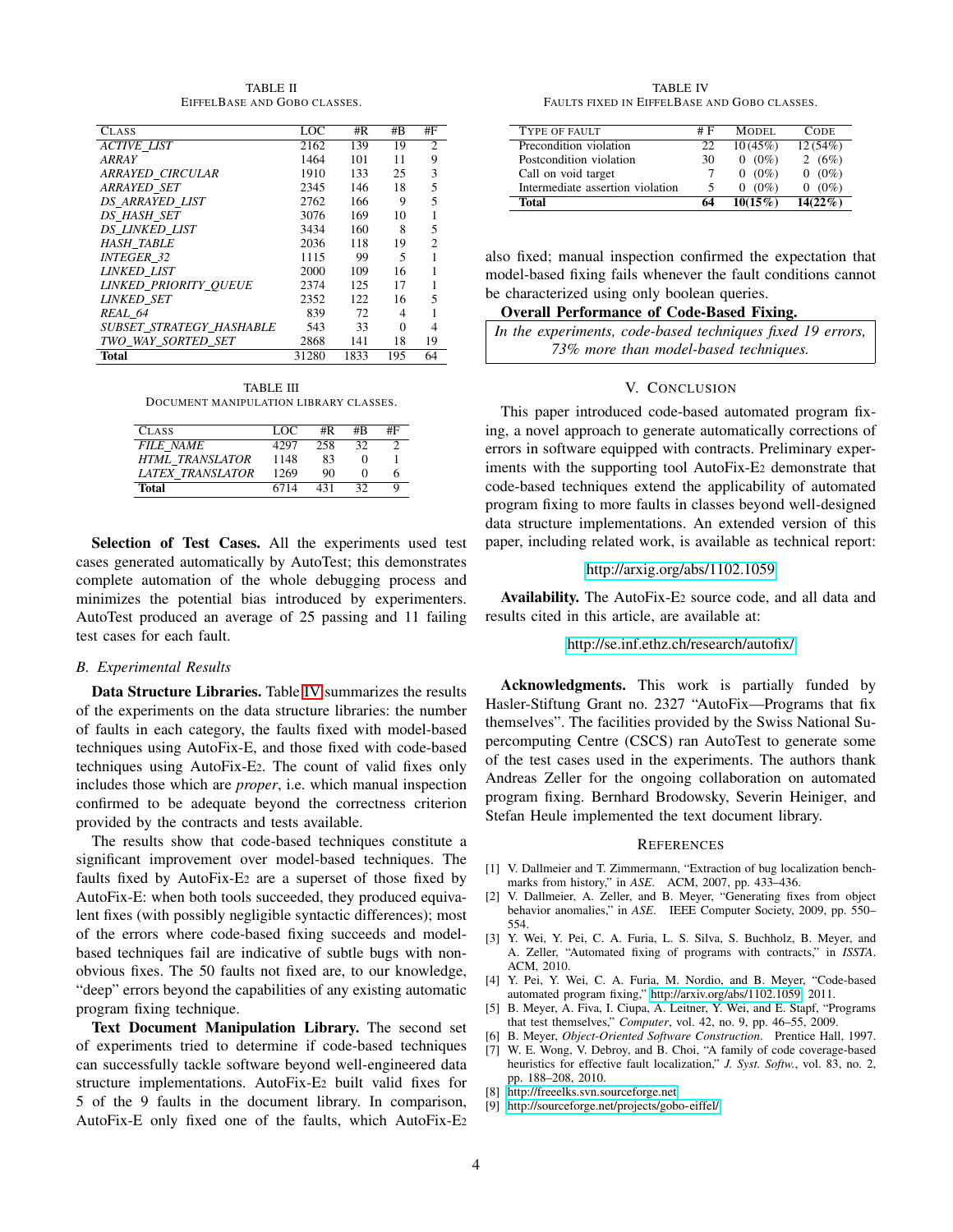TABLE II
EIFFELBASE AND GOBO CLASSES.

| CLASS | LOC | #R | #B | #F |
|---|---|---|---|---|
| *ACTIVE_LIST* | 2162 | 139 | 19 | 2 |
| *ARRAY* | 1464 | 101 | 11 | 9 |
| *ARRAYED_CIRCULAR* | 1910 | 133 | 25 | 3 |
| *ARRAYED_SET* | 2345 | 146 | 18 | 5 |
| *DS_ARRAYED_LIST* | 2762 | 166 | 9 | 5 |
| *DS_HASH_SET* | 3076 | 169 | 10 | 1 |
| *DS_LINKED_LIST* | 3434 | 160 | 8 | 5 |
| *HASH_TABLE* | 2036 | 118 | 19 | 2 |
| *INTEGER_32* | 1115 | 99 | 5 | 1 |
| *LINKED_LIST* | 2000 | 109 | 16 | 1 |
| *LINKED_PRIORITY_QUEUE* | 2374 | 125 | 17 | 1 |
| *LINKED_SET* | 2352 | 122 | 16 | 5 |
| *REAL_64* | 839 | 72 | 4 | 1 |
| *SUBSET_STRATEGY_HASHABLE* | 543 | 33 | 0 | 4 |
| *TWO_WAY_SORTED_SET* | 2868 | 141 | 18 | 19 |
| **Total** | 31280 | 1833 | 195 | 64 |

TABLE III
DOCUMENT MANIPULATION LIBRARY CLASSES.

| CLASS | LOC | #R | #B | #F |
|---|---|---|---|---|
| *FILE_NAME* | 4297 | 258 | 32 | 2 |
| *HTML_TRANSLATOR* | 1148 | 83 | 0 | 1 |
| *LATEX_TRANSLATOR* | 1269 | 90 | 0 | 6 |
| **Total** | 6714 | 431 | 32 | 9 |

**Selection of Test Cases.** All the experiments used test cases generated automatically by AutoTest; this demonstrates complete automation of the whole debugging process and minimizes the potential bias introduced by experimenters. AutoTest produced an average of 25 passing and 11 failing test cases for each fault.

### *B. Experimental Results*

**Data Structure Libraries.** Table IV summarizes the results of the experiments on the data structure libraries: the number of faults in each category, the faults fixed with model-based techniques using AutoFix-E, and those fixed with code-based techniques using AutoFix-E2. The count of valid fixes only includes those which are *proper*, i.e. which manual inspection confirmed to be adequate beyond the correctness criterion provided by the contracts and tests available.

The results show that code-based techniques constitute a significant improvement over model-based techniques. The faults fixed by AutoFix-E2 are a superset of those fixed by AutoFix-E: when both tools succeeded, they produced equivalent fixes (with possibly negligible syntactic differences); most of the errors where code-based fixing succeeds and model-based techniques fail are indicative of subtle bugs with non-obvious fixes. The 50 faults not fixed are, to our knowledge, "deep" errors beyond the capabilities of any existing automatic program fixing technique.

**Text Document Manipulation Library.** The second set of experiments tried to determine if code-based techniques can successfully tackle software beyond well-engineered data structure implementations. AutoFix-E2 built valid fixes for 5 of the 9 faults in the document library. In comparison, AutoFix-E only fixed one of the faults, which AutoFix-E2 also fixed; manual inspection confirmed the expectation that model-based fixing fails whenever the fault conditions cannot be characterized using only boolean queries.

TABLE IV
FAULTS FIXED IN EIFFELBASE AND GOBO CLASSES.

| TYPE OF FAULT | # F | MODEL | CODE |
|---|---|---|---|
| Precondition violation | 22 | 10 (45%) | 12 (54%) |
| Postcondition violation | 30 | 0 (0%) | 2 (6%) |
| Call on void target | 7 | 0 (0%) | 0 (0%) |
| Intermediate assertion violation | 5 | 0 (0%) | 0 (0%) |
| **Total** | **64** | **10(15%)** | **14(22%)** |

**Overall Performance of Code-Based Fixing.**

*In the experiments, code-based techniques fixed 19 errors, 73% more than model-based techniques.*

## V. CONCLUSION

This paper introduced code-based automated program fixing, a novel approach to generate automatically corrections of errors in software equipped with contracts. Preliminary experiments with the supporting tool AutoFix-E2 demonstrate that code-based techniques extend the applicability of automated program fixing to more faults in classes beyond well-designed data structure implementations. An extended version of this paper, including related work, is available as technical report:

http://arxig.org/abs/1102.1059

**Availability.** The AutoFix-E2 source code, and all data and results cited in this article, are available at:

http://se.inf.ethz.ch/research/autofix/

**Acknowledgments.** This work is partially funded by Hasler-Stiftung Grant no. 2327 "AutoFix—Programs that fix themselves". The facilities provided by the Swiss National Supercomputing Centre (CSCS) ran AutoTest to generate some of the test cases used in the experiments. The authors thank Andreas Zeller for the ongoing collaboration on automated program fixing. Bernhard Brodowsky, Severin Heiniger, and Stefan Heule implemented the text document library.

## REFERENCES

[1] V. Dallmeier and T. Zimmermann, "Extraction of bug localization benchmarks from history," in *ASE*. ACM, 2007, pp. 433–436.

[2] V. Dallmeier, A. Zeller, and B. Meyer, "Generating fixes from object behavior anomalies," in *ASE*. IEEE Computer Society, 2009, pp. 550–554.

[3] Y. Wei, Y. Pei, C. A. Furia, L. S. Silva, S. Buchholz, B. Meyer, and A. Zeller, "Automated fixing of programs with contracts," in *ISSTA*. ACM, 2010.

[4] Y. Pei, Y. Wei, C. A. Furia, M. Nordio, and B. Meyer, "Code-based automated program fixing," http://arxiv.org/abs/1102.1059, 2011.

[5] B. Meyer, A. Fiva, I. Ciupa, A. Leitner, Y. Wei, and E. Stapf, "Programs that test themselves," *Computer*, vol. 42, no. 9, pp. 46–55, 2009.

[6] B. Meyer, *Object-Oriented Software Construction*. Prentice Hall, 1997.

[7] W. E. Wong, V. Debroy, and B. Choi, "A family of code coverage-based heuristics for effective fault localization," *J. Syst. Softw.*, vol. 83, no. 2, pp. 188–208, 2010.

[8] http://freeelks.svn.sourceforge.net

[9] http://sourceforge.net/projects/gobo-eiffel/